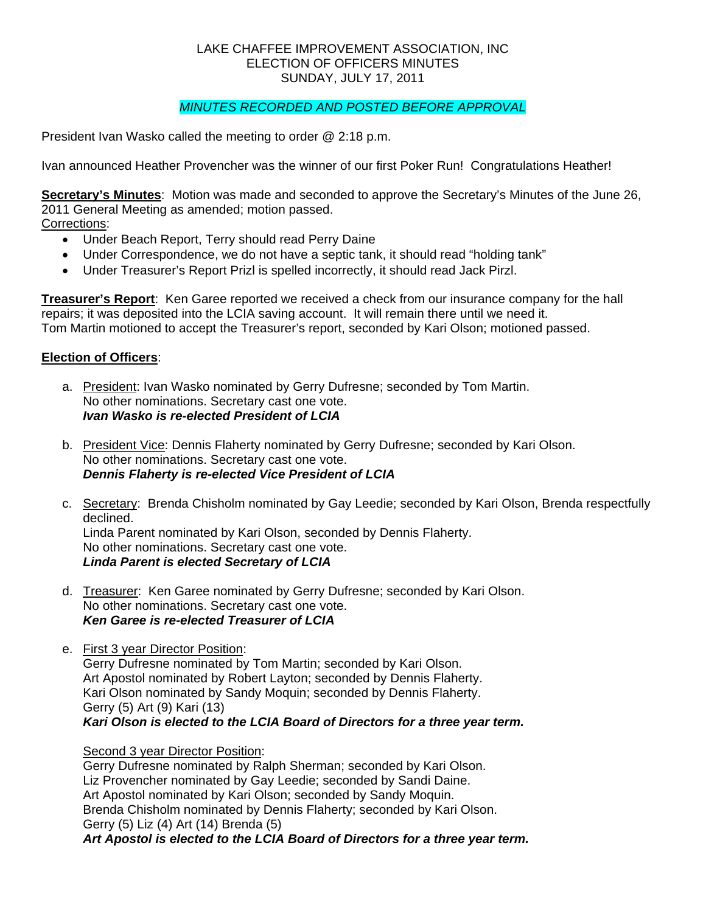LAKE CHAFFEE IMPROVEMENT ASSOCIATION, INC
ELECTION OF OFFICERS MINUTES
SUNDAY, JULY 17, 2011

*MINUTES RECORDED AND POSTED BEFORE APPROVAL*

President Ivan Wasko called the meeting to order @ 2:18 p.m.

Ivan announced Heather Provencher was the winner of our first Poker Run! Congratulations Heather!

**Secretary's Minutes**: Motion was made and seconded to approve the Secretary's Minutes of the June 26, 2011 General Meeting as amended; motion passed.
Corrections:

- Under Beach Report, Terry should read Perry Daine
- Under Correspondence, we do not have a septic tank, it should read "holding tank"
- Under Treasurer's Report Prizl is spelled incorrectly, it should read Jack Pirzl.

**Treasurer's Report**: Ken Garee reported we received a check from our insurance company for the hall repairs; it was deposited into the LCIA saving account. It will remain there until we need it.
Tom Martin motioned to accept the Treasurer's report, seconded by Kari Olson; motioned passed.

**Election of Officers**:

a. President: Ivan Wasko nominated by Gerry Dufresne; seconded by Tom Martin.
No other nominations. Secretary cast one vote.
***Ivan Wasko is re-elected President of LCIA***

b. President Vice: Dennis Flaherty nominated by Gerry Dufresne; seconded by Kari Olson.
No other nominations. Secretary cast one vote.
***Dennis Flaherty is re-elected Vice President of LCIA***

c. Secretary: Brenda Chisholm nominated by Gay Leedie; seconded by Kari Olson, Brenda respectfully declined.
Linda Parent nominated by Kari Olson, seconded by Dennis Flaherty.
No other nominations. Secretary cast one vote.
***Linda Parent is elected Secretary of LCIA***

d. Treasurer: Ken Garee nominated by Gerry Dufresne; seconded by Kari Olson.
No other nominations. Secretary cast one vote.
***Ken Garee is re-elected Treasurer of LCIA***

e. First 3 year Director Position:
Gerry Dufresne nominated by Tom Martin; seconded by Kari Olson.
Art Apostol nominated by Robert Layton; seconded by Dennis Flaherty.
Kari Olson nominated by Sandy Moquin; seconded by Dennis Flaherty.
Gerry (5) Art (9) Kari (13)
***Kari Olson is elected to the LCIA Board of Directors for a three year term.***

Second 3 year Director Position:
Gerry Dufresne nominated by Ralph Sherman; seconded by Kari Olson.
Liz Provencher nominated by Gay Leedie; seconded by Sandi Daine.
Art Apostol nominated by Kari Olson; seconded by Sandy Moquin.
Brenda Chisholm nominated by Dennis Flaherty; seconded by Kari Olson.
Gerry (5) Liz (4) Art (14) Brenda (5)
***Art Apostol is elected to the LCIA Board of Directors for a three year term.***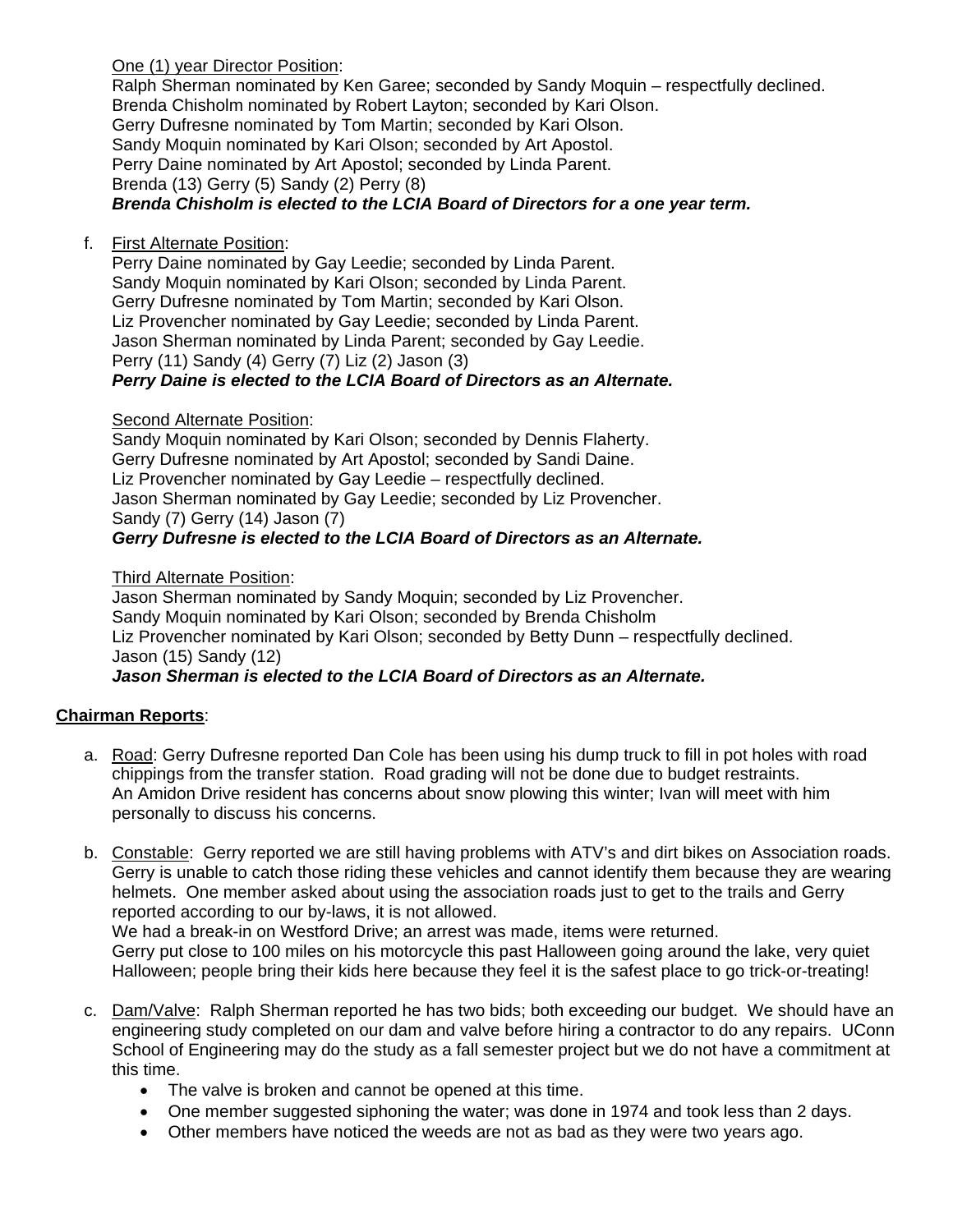One (1) year Director Position:
Ralph Sherman nominated by Ken Garee; seconded by Sandy Moquin – respectfully declined.
Brenda Chisholm nominated by Robert Layton; seconded by Kari Olson.
Gerry Dufresne nominated by Tom Martin; seconded by Kari Olson.
Sandy Moquin nominated by Kari Olson; seconded by Art Apostol.
Perry Daine nominated by Art Apostol; seconded by Linda Parent.
Brenda (13) Gerry (5) Sandy (2) Perry (8)
***Brenda Chisholm is elected to the LCIA Board of Directors for a one year term.***

f. First Alternate Position:
Perry Daine nominated by Gay Leedie; seconded by Linda Parent.
Sandy Moquin nominated by Kari Olson; seconded by Linda Parent.
Gerry Dufresne nominated by Tom Martin; seconded by Kari Olson.
Liz Provencher nominated by Gay Leedie; seconded by Linda Parent.
Jason Sherman nominated by Linda Parent; seconded by Gay Leedie.
Perry (11) Sandy (4) Gerry (7) Liz (2) Jason (3)
***Perry Daine is elected to the LCIA Board of Directors as an Alternate.***

Second Alternate Position:
Sandy Moquin nominated by Kari Olson; seconded by Dennis Flaherty.
Gerry Dufresne nominated by Art Apostol; seconded by Sandi Daine.
Liz Provencher nominated by Gay Leedie – respectfully declined.
Jason Sherman nominated by Gay Leedie; seconded by Liz Provencher.
Sandy (7) Gerry (14) Jason (7)
***Gerry Dufresne is elected to the LCIA Board of Directors as an Alternate.***

Third Alternate Position:
Jason Sherman nominated by Sandy Moquin; seconded by Liz Provencher.
Sandy Moquin nominated by Kari Olson; seconded by Brenda Chisholm
Liz Provencher nominated by Kari Olson; seconded by Betty Dunn – respectfully declined.
Jason (15) Sandy (12)
***Jason Sherman is elected to the LCIA Board of Directors as an Alternate.***

**Chairman Reports**:

a. Road: Gerry Dufresne reported Dan Cole has been using his dump truck to fill in pot holes with road chippings from the transfer station. Road grading will not be done due to budget restraints.
An Amidon Drive resident has concerns about snow plowing this winter; Ivan will meet with him personally to discuss his concerns.

b. Constable: Gerry reported we are still having problems with ATV's and dirt bikes on Association roads. Gerry is unable to catch those riding these vehicles and cannot identify them because they are wearing helmets. One member asked about using the association roads just to get to the trails and Gerry reported according to our by-laws, it is not allowed.
We had a break-in on Westford Drive; an arrest was made, items were returned.
Gerry put close to 100 miles on his motorcycle this past Halloween going around the lake, very quiet Halloween; people bring their kids here because they feel it is the safest place to go trick-or-treating!

c. Dam/Valve: Ralph Sherman reported he has two bids; both exceeding our budget. We should have an engineering study completed on our dam and valve before hiring a contractor to do any repairs. UConn School of Engineering may do the study as a fall semester project but we do not have a commitment at this time.
   - The valve is broken and cannot be opened at this time.
   - One member suggested siphoning the water; was done in 1974 and took less than 2 days.
   - Other members have noticed the weeds are not as bad as they were two years ago.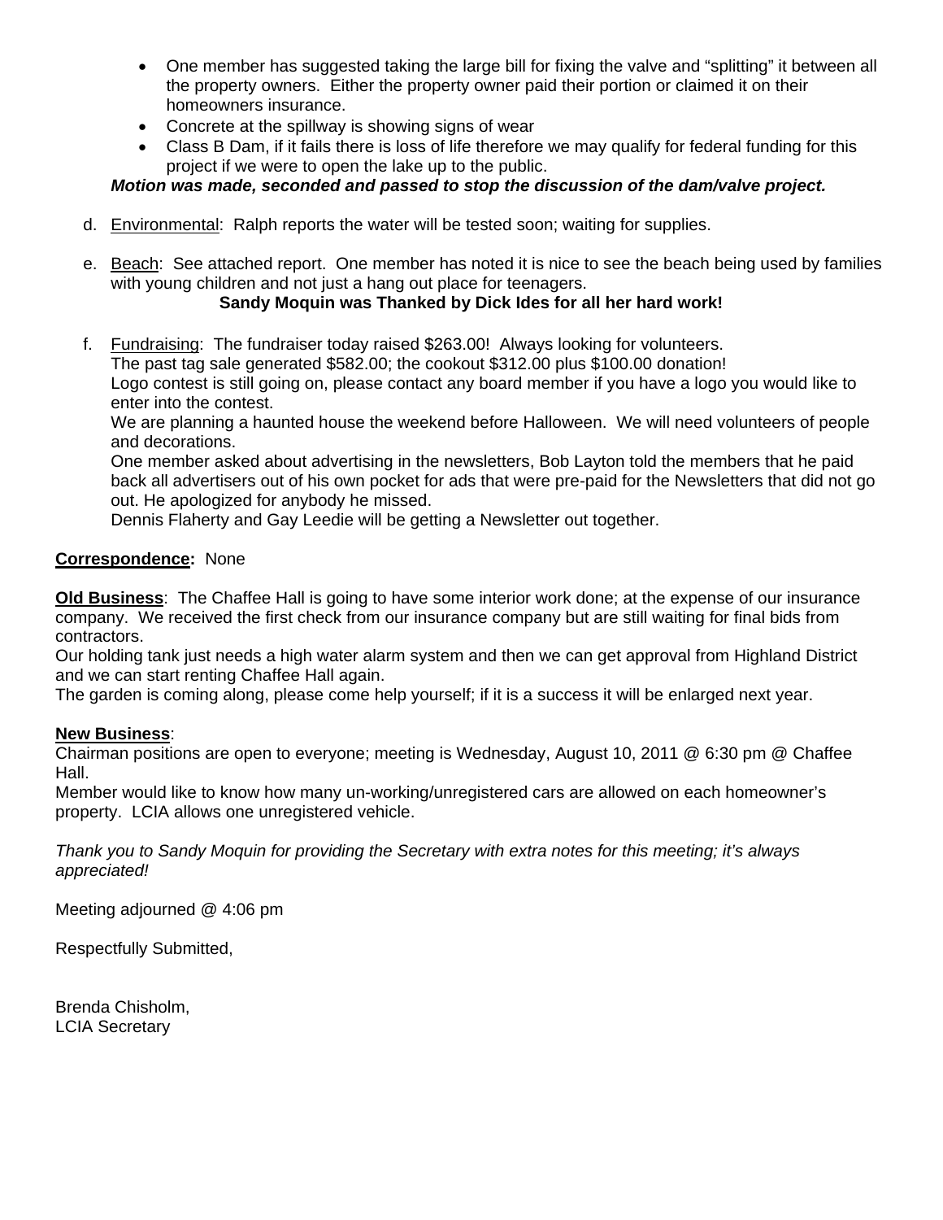- One member has suggested taking the large bill for fixing the valve and "splitting" it between all the property owners. Either the property owner paid their portion or claimed it on their homeowners insurance.
- Concrete at the spillway is showing signs of wear
- Class B Dam, if it fails there is loss of life therefore we may qualify for federal funding for this project if we were to open the lake up to the public.

***Motion was made, seconded and passed to stop the discussion of the dam/valve project.***

d. Environmental: Ralph reports the water will be tested soon; waiting for supplies.

e. Beach: See attached report. One member has noted it is nice to see the beach being used by families with young children and not just a hang out place for teenagers.

**Sandy Moquin was Thanked by Dick Ides for all her hard work!**

f. Fundraising: The fundraiser today raised $263.00! Always looking for volunteers.
The past tag sale generated $582.00; the cookout $312.00 plus $100.00 donation!
Logo contest is still going on, please contact any board member if you have a logo you would like to enter into the contest.
We are planning a haunted house the weekend before Halloween. We will need volunteers of people and decorations.
One member asked about advertising in the newsletters, Bob Layton told the members that he paid back all advertisers out of his own pocket for ads that were pre-paid for the Newsletters that did not go out. He apologized for anybody he missed.
Dennis Flaherty and Gay Leedie will be getting a Newsletter out together.

**Correspondence:** None

**Old Business**: The Chaffee Hall is going to have some interior work done; at the expense of our insurance company. We received the first check from our insurance company but are still waiting for final bids from contractors.
Our holding tank just needs a high water alarm system and then we can get approval from Highland District and we can start renting Chaffee Hall again.
The garden is coming along, please come help yourself; if it is a success it will be enlarged next year.

**New Business**:
Chairman positions are open to everyone; meeting is Wednesday, August 10, 2011 @ 6:30 pm @ Chaffee Hall.
Member would like to know how many un-working/unregistered cars are allowed on each homeowner's property. LCIA allows one unregistered vehicle.

*Thank you to Sandy Moquin for providing the Secretary with extra notes for this meeting; it's always appreciated!*

Meeting adjourned @ 4:06 pm

Respectfully Submitted,

Brenda Chisholm,
LCIA Secretary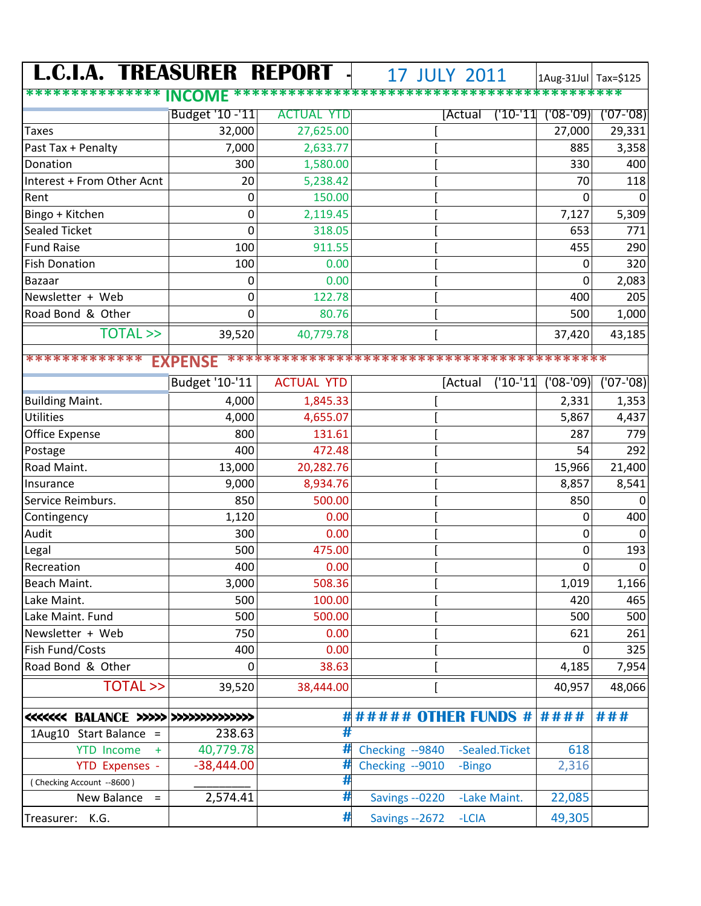# L.C.I.A. TREASURER REPORT - 17 JULY 2011

1Aug-31Jul | Tax=$125

## *************** INCOME ***************

| | Budget '10 -'11 | ACTUAL YTD | [Actual ('10-'11 | ('08-'09) | ('07-'08) |
|---|---|---|---|---|---|
| Taxes | 32,000 | 27,625.00 | [ | 27,000 | 29,331 |
| Past Tax + Penalty | 7,000 | 2,633.77 | [ | 885 | 3,358 |
| Donation | 300 | 1,580.00 | [ | 330 | 400 |
| Interest + From Other Acnt | 20 | 5,238.42 | [ | 70 | 118 |
| Rent | 0 | 150.00 | [ | 0 | 0 |
| Bingo + Kitchen | 0 | 2,119.45 | [ | 7,127 | 5,309 |
| Sealed Ticket | 0 | 318.05 | [ | 653 | 771 |
| Fund Raise | 100 | 911.55 | [ | 455 | 290 |
| Fish Donation | 100 | 0.00 | [ | 0 | 320 |
| Bazaar | 0 | 0.00 | [ | 0 | 2,083 |
| Newsletter + Web | 0 | 122.78 | [ | 400 | 205 |
| Road Bond & Other | 0 | 80.76 | [ | 500 | 1,000 |
| TOTAL >> | 39,520 | 40,779.78 | [ | 37,420 | 43,185 |

## ************* EXPENSE *************

| | Budget '10-'11 | ACTUAL YTD | [Actual ('10-'11 | ('08-'09) | ('07-'08) |
|---|---|---|---|---|---|
| Building Maint. | 4,000 | 1,845.33 | [ | 2,331 | 1,353 |
| Utilities | 4,000 | 4,655.07 | [ | 5,867 | 4,437 |
| Office Expense | 800 | 131.61 | [ | 287 | 779 |
| Postage | 400 | 472.48 | [ | 54 | 292 |
| Road Maint. | 13,000 | 20,282.76 | [ | 15,966 | 21,400 |
| Insurance | 9,000 | 8,934.76 | [ | 8,857 | 8,541 |
| Service Reimburs. | 850 | 500.00 | [ | 850 | 0 |
| Contingency | 1,120 | 0.00 | [ | 0 | 400 |
| Audit | 300 | 0.00 | [ | 0 | 0 |
| Legal | 500 | 475.00 | [ | 0 | 193 |
| Recreation | 400 | 0.00 | [ | 0 | 0 |
| Beach Maint. | 3,000 | 508.36 | [ | 1,019 | 1,166 |
| Lake Maint. | 500 | 100.00 | [ | 420 | 465 |
| Lake Maint. Fund | 500 | 500.00 | [ | 500 | 500 |
| Newsletter + Web | 750 | 0.00 | [ | 621 | 261 |
| Fish Fund/Costs | 400 | 0.00 | [ | 0 | 325 |
| Road Bond & Other | 0 | 38.63 | [ | 4,185 | 7,954 |
| TOTAL >> | 39,520 | 38,444.00 | [ | 40,957 | 48,066 |

| <<<<<<< BALANCE >>>>> | >>>>>>>>>>>>>> | # | ###### OTHER FUNDS # | #### | ### |
|---|---|---|---|---|---|
| 1Aug10 Start Balance = | 238.63 | # | | | |
| YTD Income + | 40,779.78 | # | Checking --9840 -Sealed.Ticket | 618 | |
| YTD Expenses - | -38,444.00 | # | Checking --9010 -Bingo | 2,316 | |
| ( Checking Account --8600 ) | __________ | # | | | |
| New Balance = | 2,574.41 | # | Savings --0220 -Lake Maint. | 22,085 | |
| Treasurer: K.G. | | # | Savings --2672 -LCIA | 49,305 | |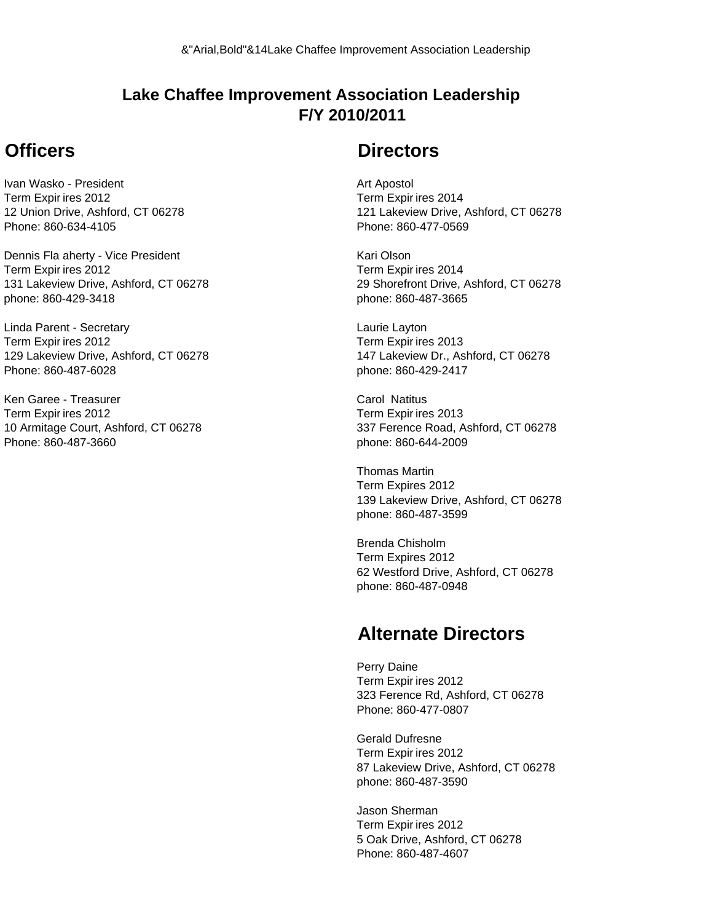&"Arial,Bold"&14Lake Chaffee Improvement Association Leadership

# Lake Chaffee Improvement Association Leadership
# F/Y 2010/2011

## Officers

Ivan Wasko - President
Term Expir ires 2012
12 Union Drive, Ashford, CT 06278
Phone: 860-634-4105

Dennis Fla aherty - Vice President
Term Expir ires 2012
131 Lakeview Drive, Ashford, CT 06278
phone: 860-429-3418

Linda Parent - Secretary
Term Expir ires 2012
129 Lakeview Drive, Ashford, CT 06278
Phone: 860-487-6028

Ken Garee - Treasurer
Term Expir ires 2012
10 Armitage Court, Ashford, CT 06278
Phone: 860-487-3660

## Directors

Art Apostol
Term Expir ires 2014
121 Lakeview Drive, Ashford, CT 06278
Phone: 860-477-0569

Kari Olson
Term Expir ires 2014
29 Shorefront Drive, Ashford, CT 06278
phone: 860-487-3665

Laurie Layton
Term Expir ires 2013
147 Lakeview Dr., Ashford, CT 06278
phone: 860-429-2417

Carol Natitus
Term Expir ires 2013
337 Ference Road, Ashford, CT 06278
phone: 860-644-2009

Thomas Martin
Term Expires 2012
139 Lakeview Drive, Ashford, CT 06278
phone: 860-487-3599

Brenda Chisholm
Term Expires 2012
62 Westford Drive, Ashford, CT 06278
phone: 860-487-0948

## Alternate Directors

Perry Daine
Term Expir ires 2012
323 Ference Rd, Ashford, CT 06278
Phone: 860-477-0807

Gerald Dufresne
Term Expir ires 2012
87 Lakeview Drive, Ashford, CT 06278
phone: 860-487-3590

Jason Sherman
Term Expir ires 2012
5 Oak Drive, Ashford, CT 06278
Phone: 860-487-4607